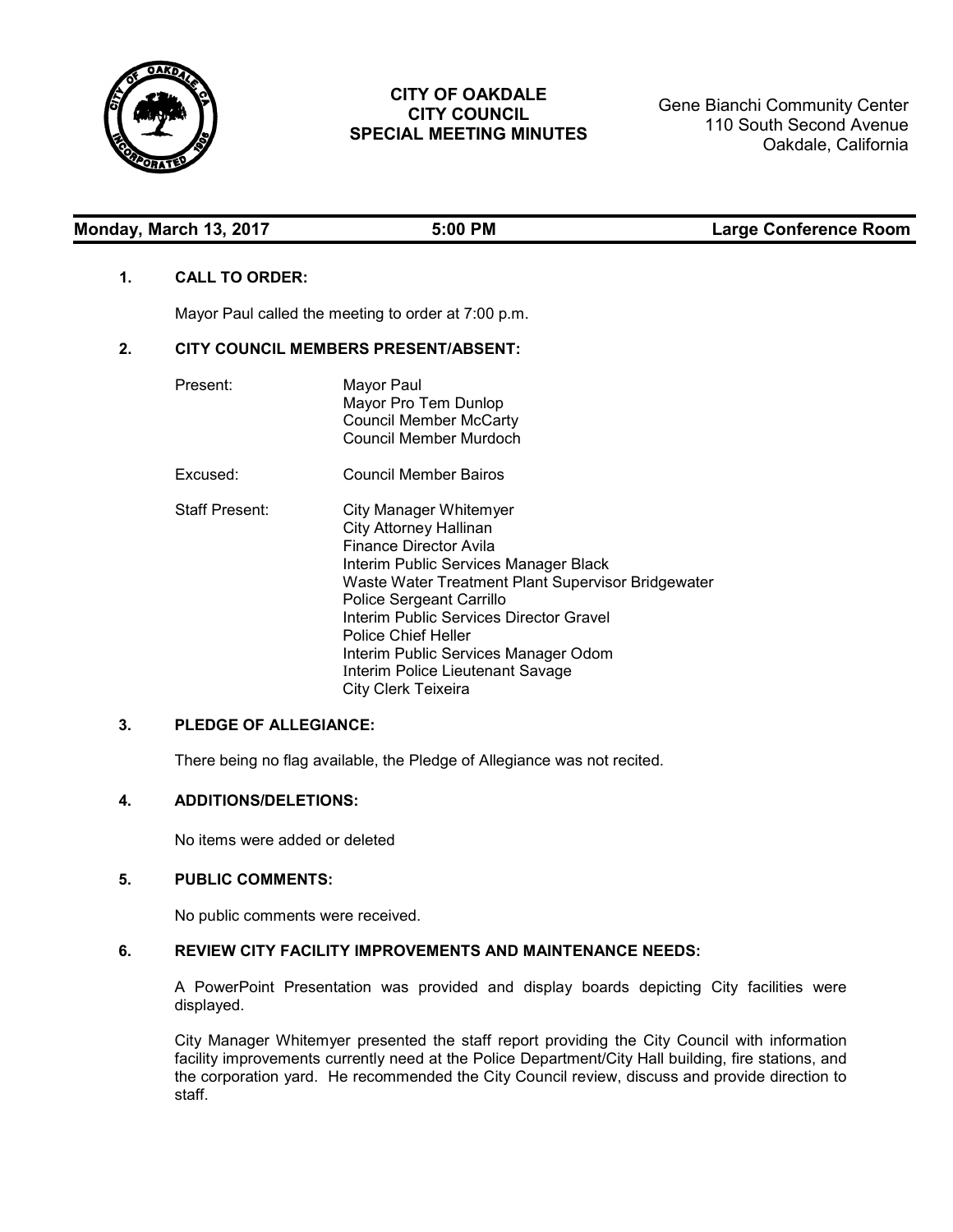# CITY OF OAKDALE
## CITY COUNCIL
## SPECIAL MEETING MINUTES

Gene Bianchi Community Center
110 South Second Avenue
Oakdale, California

**Monday, March 13, 2017** | **5:00 PM** | **Large Conference Room**

### 1. CALL TO ORDER:

Mayor Paul called the meeting to order at 7:00 p.m.

### 2. CITY COUNCIL MEMBERS PRESENT/ABSENT:

Present:
- Mayor Paul
- Mayor Pro Tem Dunlop
- Council Member McCarty
- Council Member Murdoch

Excused:
- Council Member Bairos

Staff Present:
- City Manager Whitemyer
- City Attorney Hallinan
- Finance Director Avila
- Interim Public Services Manager Black
- Waste Water Treatment Plant Supervisor Bridgewater
- Police Sergeant Carrillo
- Interim Public Services Director Gravel
- Police Chief Heller
- Interim Public Services Manager Odom
- Interim Police Lieutenant Savage
- City Clerk Teixeira

### 3. PLEDGE OF ALLEGIANCE:

There being no flag available, the Pledge of Allegiance was not recited.

### 4. ADDITIONS/DELETIONS:

No items were added or deleted

### 5. PUBLIC COMMENTS:

No public comments were received.

### 6. REVIEW CITY FACILITY IMPROVEMENTS AND MAINTENANCE NEEDS:

A PowerPoint Presentation was provided and display boards depicting City facilities were displayed.

City Manager Whitemyer presented the staff report providing the City Council with information facility improvements currently need at the Police Department/City Hall building, fire stations, and the corporation yard. He recommended the City Council review, discuss and provide direction to staff.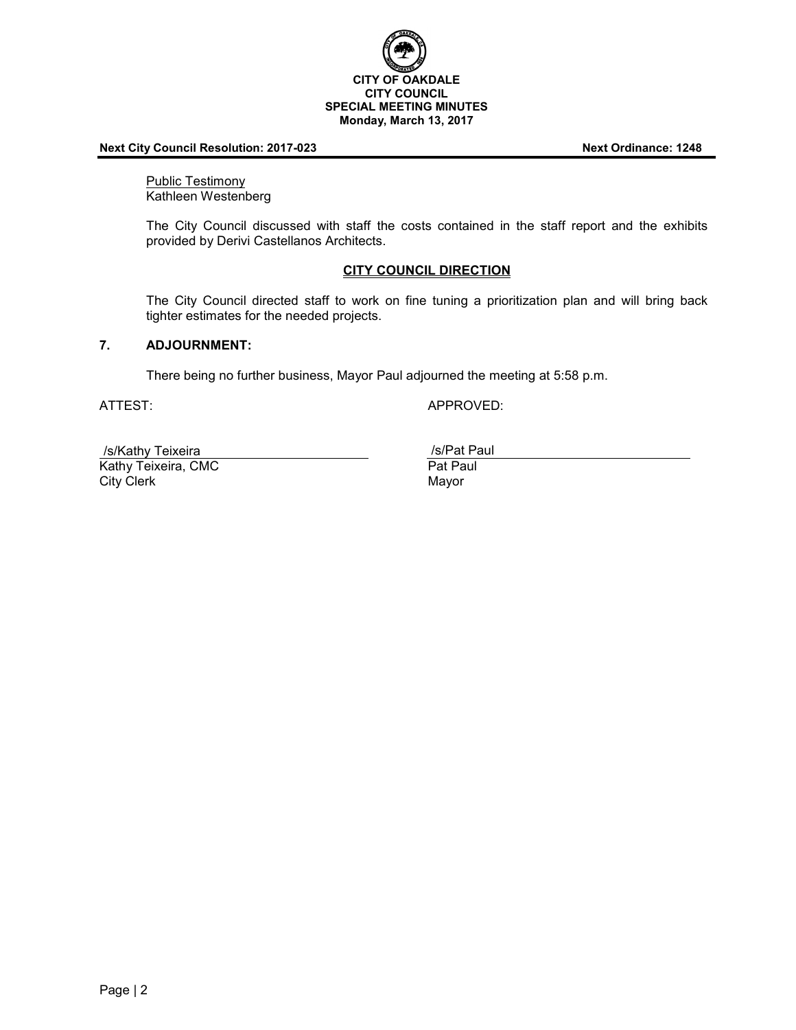Public Testimony
Kathleen Westenberg

The City Council discussed with staff the costs contained in the staff report and the exhibits provided by Derivi Castellanos Architects.

**CITY COUNCIL DIRECTION**

The City Council directed staff to work on fine tuning a prioritization plan and will bring back tighter estimates for the needed projects.

**7. ADJOURNMENT:**

There being no further business, Mayor Paul adjourned the meeting at 5:58 p.m.

ATTEST:

/s/Kathy Teixeira
Kathy Teixeira, CMC
City Clerk

APPROVED:

/s/Pat Paul
Pat Paul
Mayor